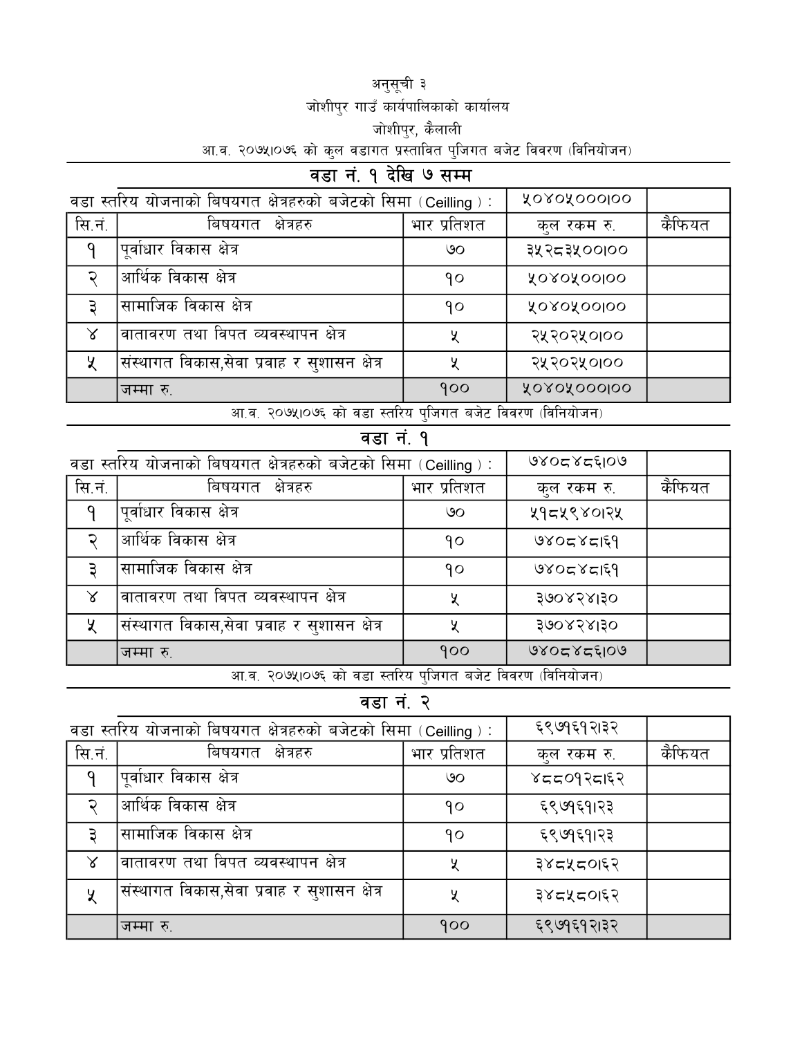अनुसूची ३

जोशीपुर गाउँ कार्यपालिकाको कार्यालय

जोशीपुर, कैलाली

आ.व. २०७५।०७६ को कुल वडागत प्रस्तावित पुजिगत बजेट विवरण (विनियोजन)

## वडा नं. १ देखि ७ सम्म

| वडा स्तरिय योजनाको बिषयगत क्षेत्रहरुको बजेटको सिमा (Ceilling) : | | | ५०४०५०००।०० | |
|---|---|---|---|---|
| सि.नं. | बिषयगत क्षेत्रहरु | भार प्रतिशत | कुल रकम रु. | कैफियत |
| १ | पूर्वाधार विकास क्षेत्र | ७० | ३५२८३५००।०० | |
| २ | आर्थिक विकास क्षेत्र | १० | ५०४०५००।०० | |
| ३ | सामाजिक विकास क्षेत्र | १० | ५०४०५००।०० | |
| ४ | वातावरण तथा विपत व्यवस्थापन क्षेत्र | ५ | २५२०२५०।०० | |
| ५ | संस्थागत विकास,सेवा प्रवाह र सुशासन क्षेत्र | ५ | २५२०२५०।०० | |
| | जम्मा रु. | १०० | ५०४०५०००।०० | |

आ.व. २०७५।०७६ को वडा स्तरिय पुजिगत बजेट विवरण (विनियोजन)

## वडा नं. १

| वडा स्तरिय योजनाको बिषयगत क्षेत्रहरुको बजेटको सिमा (Ceilling) : | | | ७४०८४८६।०७ | |
|---|---|---|---|---|
| सि.नं. | बिषयगत क्षेत्रहरु | भार प्रतिशत | कुल रकम रु. | कैफियत |
| १ | पूर्वाधार विकास क्षेत्र | ७० | ५१८५९४०।२५ | |
| २ | आर्थिक विकास क्षेत्र | १० | ७४०८४८।६१ | |
| ३ | सामाजिक विकास क्षेत्र | १० | ७४०८४८।६१ | |
| ४ | वातावरण तथा विपत व्यवस्थापन क्षेत्र | ५ | ३७०४२४।३० | |
| ५ | संस्थागत विकास,सेवा प्रवाह र सुशासन क्षेत्र | ५ | ३७०४२४।३० | |
| | जम्मा रु. | १०० | ७४०८४८६।०७ | |

आ.व. २०७५।०७६ को वडा स्तरिय पुजिगत बजेट विवरण (विनियोजन)

## वडा नं. २

| वडा स्तरिय योजनाको बिषयगत क्षेत्रहरुको बजेटको सिमा (Ceilling) : | | | ६९७१६१२।३२ | |
|---|---|---|---|---|
| सि.नं. | बिषयगत क्षेत्रहरु | भार प्रतिशत | कुल रकम रु. | कैफियत |
| १ | पूर्वाधार विकास क्षेत्र | ७० | ४८८०१२८।६२ | |
| २ | आर्थिक विकास क्षेत्र | १० | ६९७१६१।२३ | |
| ३ | सामाजिक विकास क्षेत्र | १० | ६९७१६१।२३ | |
| ४ | वातावरण तथा विपत व्यवस्थापन क्षेत्र | ५ | ३४८५८०।६२ | |
| ५ | संस्थागत विकास,सेवा प्रवाह र सुशासन क्षेत्र | ५ | ३४८५८०।६२ | |
| | जम्मा रु. | १०० | ६९७१६१२।३२ | |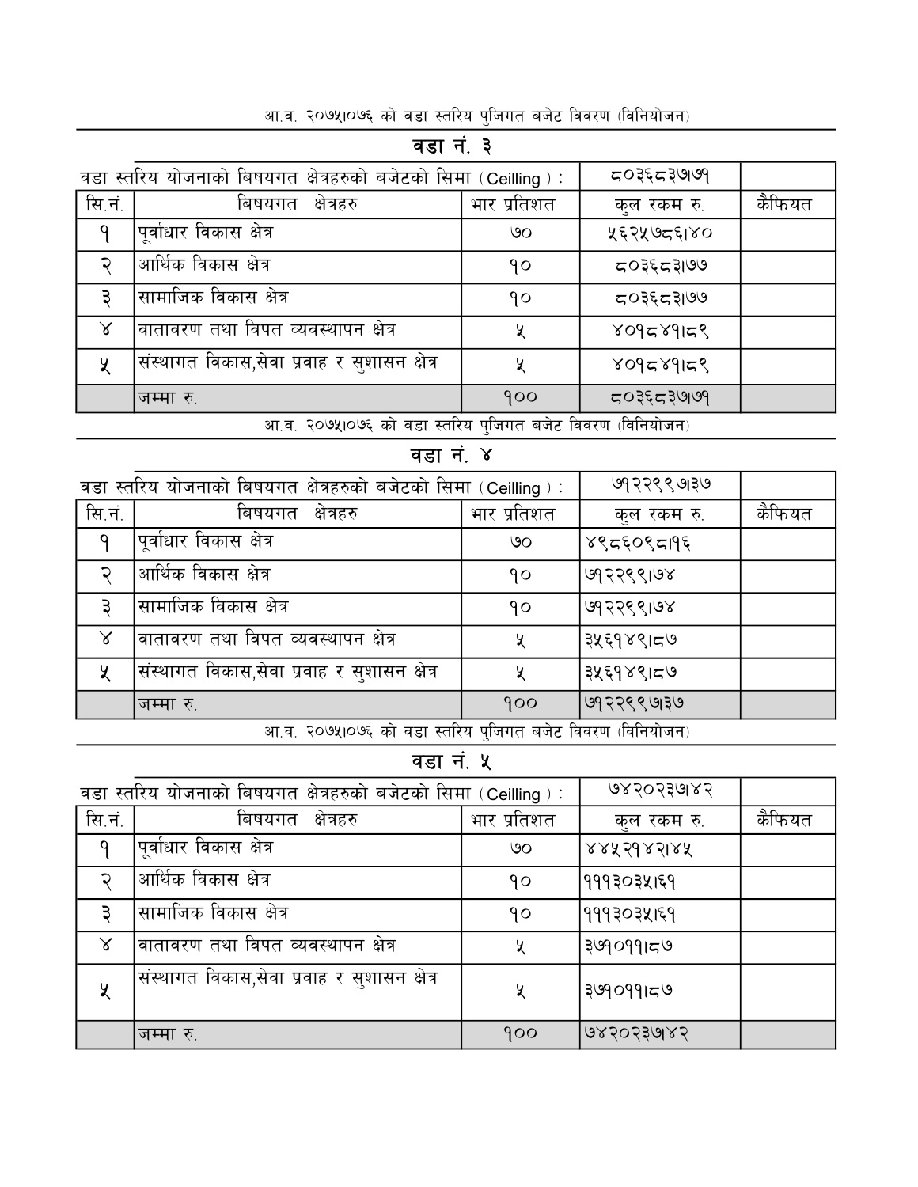आ.व. २०७५।०७६ को वडा स्तरिय पुजिगत बजेट विवरण (विनियोजन)

## वडा नं. ३

| वडा स्तरिय योजनाको बिषयगत क्षेत्रहरुको बजेटको सिमा ( Ceilling ) : | | | ८०३६८३७७१ | |
|---|---|---|---|---|
| सि.नं. | बिषयगत क्षेत्रहरु | भार प्रतिशत | कुल रकम रु. | कैफियत |
| १ | पूर्वाधार विकास क्षेत्र | ७० | ५६२५७८६।४० | |
| २ | आर्थिक विकास क्षेत्र | १० | ८०३६८३।७७ | |
| ३ | सामाजिक विकास क्षेत्र | १० | ८०३६८३।७७ | |
| ४ | वातावरण तथा विपत व्यवस्थापन क्षेत्र | ५ | ४०१८४१।८९ | |
| ५ | संस्थागत विकास,सेवा प्रवाह र सुशासन क्षेत्र | ५ | ४०१८४१।८९ | |
| | जम्मा रु. | १०० | ८०३६८३७७१ | |

आ.व. २०७५।०७६ को वडा स्तरिय पुजिगत बजेट विवरण (विनियोजन)

## वडा नं. ४

| वडा स्तरिय योजनाको बिषयगत क्षेत्रहरुको बजेटको सिमा ( Ceilling ) : | | | ७१२२९९७३७ | |
|---|---|---|---|---|
| सि.नं. | बिषयगत क्षेत्रहरु | भार प्रतिशत | कुल रकम रु. | कैफियत |
| १ | पूर्वाधार विकास क्षेत्र | ७० | ४९८६०९८।१६ | |
| २ | आर्थिक विकास क्षेत्र | १० | ७१२२९९।७४ | |
| ३ | सामाजिक विकास क्षेत्र | १० | ७१२२९९।७४ | |
| ४ | वातावरण तथा विपत व्यवस्थापन क्षेत्र | ५ | ३५६१४९।८७ | |
| ५ | संस्थागत विकास,सेवा प्रवाह र सुशासन क्षेत्र | ५ | ३५६१४९।८७ | |
| | जम्मा रु. | १०० | ७१२२९९७३७ | |

आ.व. २०७५।०७६ को वडा स्तरिय पुजिगत बजेट विवरण (विनियोजन)

## वडा नं. ५

| वडा स्तरिय योजनाको बिषयगत क्षेत्रहरुको बजेटको सिमा ( Ceilling ) : | | | ७४२०२३७४२ | |
|---|---|---|---|---|
| सि.नं. | बिषयगत क्षेत्रहरु | भार प्रतिशत | कुल रकम रु. | कैफियत |
| १ | पूर्वाधार विकास क्षेत्र | ७० | ४४५२१४२।४५ | |
| २ | आर्थिक विकास क्षेत्र | १० | १११३०३५।६१ | |
| ३ | सामाजिक विकास क्षेत्र | १० | १११३०३५।६१ | |
| ४ | वातावरण तथा विपत व्यवस्थापन क्षेत्र | ५ | ३७१०११।८७ | |
| ५ | संस्थागत विकास,सेवा प्रवाह र सुशासन क्षेत्र | ५ | ३७१०११।८७ | |
| | जम्मा रु. | १०० | ७४२०२३७४२ | |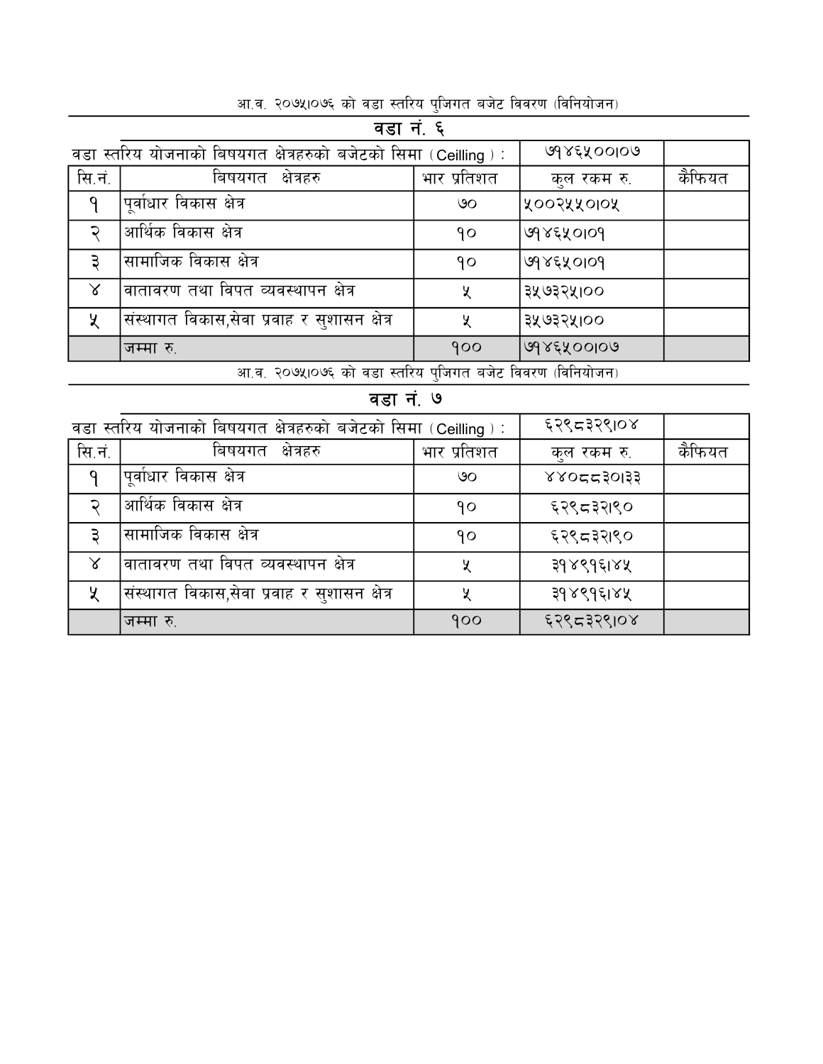आ.व. २०७५।०७६ को वडा स्तरिय पुजिगत बजेट विवरण (विनियोजन)

## वडा नं. ६

| वडा स्तरिय योजनाको बिषयगत क्षेत्रहरुको बजेटको सिमा (Ceilling) : | | | ७१४६५००।०७ | |
|---|---|---|---|---|
| सि.नं. | बिषयगत क्षेत्रहरु | भार प्रतिशत | कुल रकम रु. | कैफियत |
| १ | पूर्वाधार विकास क्षेत्र | ७० | ५००२५५०।०५ | |
| २ | आर्थिक विकास क्षेत्र | १० | ७१४६५०।०१ | |
| ३ | सामाजिक विकास क्षेत्र | १० | ७१४६५०।०१ | |
| ४ | वातावरण तथा विपत व्यवस्थापन क्षेत्र | ५ | ३५७३२५।०० | |
| ५ | संस्थागत विकास,सेवा प्रवाह र सुशासन क्षेत्र | ५ | ३५७३२५।०० | |
| | जम्मा रु. | १०० | ७१४६५००।०७ | |

आ.व. २०७५।०७६ को वडा स्तरिय पुजिगत बजेट विवरण (विनियोजन)

## वडा नं. ७

| वडा स्तरिय योजनाको बिषयगत क्षेत्रहरुको बजेटको सिमा (Ceilling) : | | | ६२९८३२९।०४ | |
|---|---|---|---|---|
| सि.नं. | बिषयगत क्षेत्रहरु | भार प्रतिशत | कुल रकम रु. | कैफियत |
| १ | पूर्वाधार विकास क्षेत्र | ७० | ४४०८८३०।३३ | |
| २ | आर्थिक विकास क्षेत्र | १० | ६२९८३२।९० | |
| ३ | सामाजिक विकास क्षेत्र | १० | ६२९८३२।९० | |
| ४ | वातावरण तथा विपत व्यवस्थापन क्षेत्र | ५ | ३१४९१६।४५ | |
| ५ | संस्थागत विकास,सेवा प्रवाह र सुशासन क्षेत्र | ५ | ३१४९१६।४५ | |
| | जम्मा रु. | १०० | ६२९८३२९।०४ | |